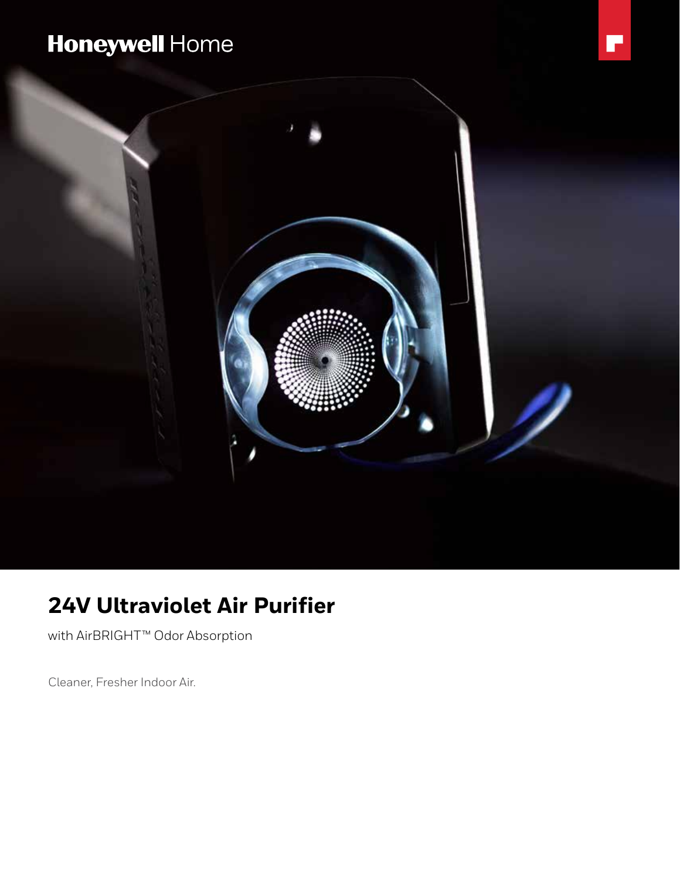Honeywell Home

# 24V Ultraviolet Air Purifier

with AirBRIGHT™ Odor Absorption

Cleaner, Fresher Indoor Air.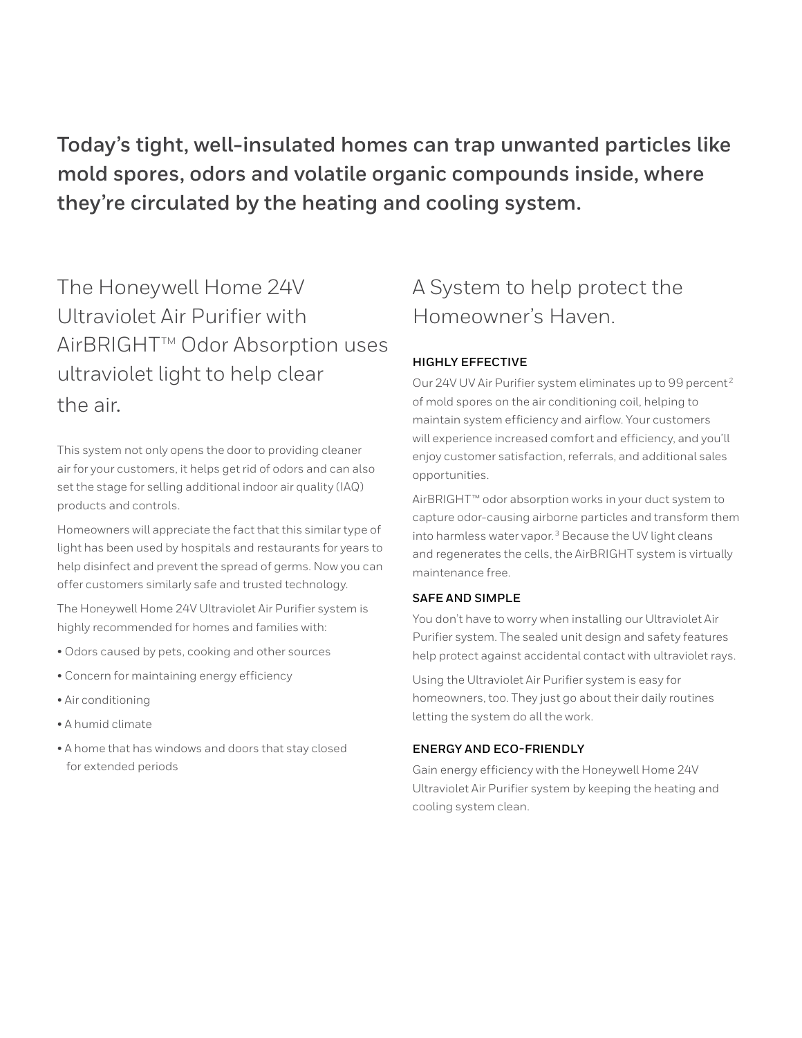**Today's tight, well-insulated homes can trap unwanted particles like mold spores, odors and volatile organic compounds inside, where they're circulated by the heating and cooling system.**

## The Honeywell Home 24V Ultraviolet Air Purifier with AirBRIGHT™ Odor Absorption uses ultraviolet light to help clear the air.

This system not only opens the door to providing cleaner air for your customers, it helps get rid of odors and can also set the stage for selling additional indoor air quality (IAQ) products and controls.

Homeowners will appreciate the fact that this similar type of light has been used by hospitals and restaurants for years to help disinfect and prevent the spread of germs. Now you can offer customers similarly safe and trusted technology.

The Honeywell Home 24V Ultraviolet Air Purifier system is highly recommended for homes and families with:

- Odors caused by pets, cooking and other sources
- Concern for maintaining energy efficiency
- Air conditioning
- A humid climate
- A home that has windows and doors that stay closed for extended periods

## A System to help protect the Homeowner's Haven.

### HIGHLY EFFECTIVE

Our 24V UV Air Purifier system eliminates up to 99 percent[2] of mold spores on the air conditioning coil, helping to maintain system efficiency and airflow. Your customers will experience increased comfort and efficiency, and you'll enjoy customer satisfaction, referrals, and additional sales opportunities.

AirBRIGHT™ odor absorption works in your duct system to capture odor-causing airborne particles and transform them into harmless water vapor.[3] Because the UV light cleans and regenerates the cells, the AirBRIGHT system is virtually maintenance free.

### SAFE AND SIMPLE

You don't have to worry when installing our Ultraviolet Air Purifier system. The sealed unit design and safety features help protect against accidental contact with ultraviolet rays.

Using the Ultraviolet Air Purifier system is easy for homeowners, too. They just go about their daily routines letting the system do all the work.

### ENERGY AND ECO-FRIENDLY

Gain energy efficiency with the Honeywell Home 24V Ultraviolet Air Purifier system by keeping the heating and cooling system clean.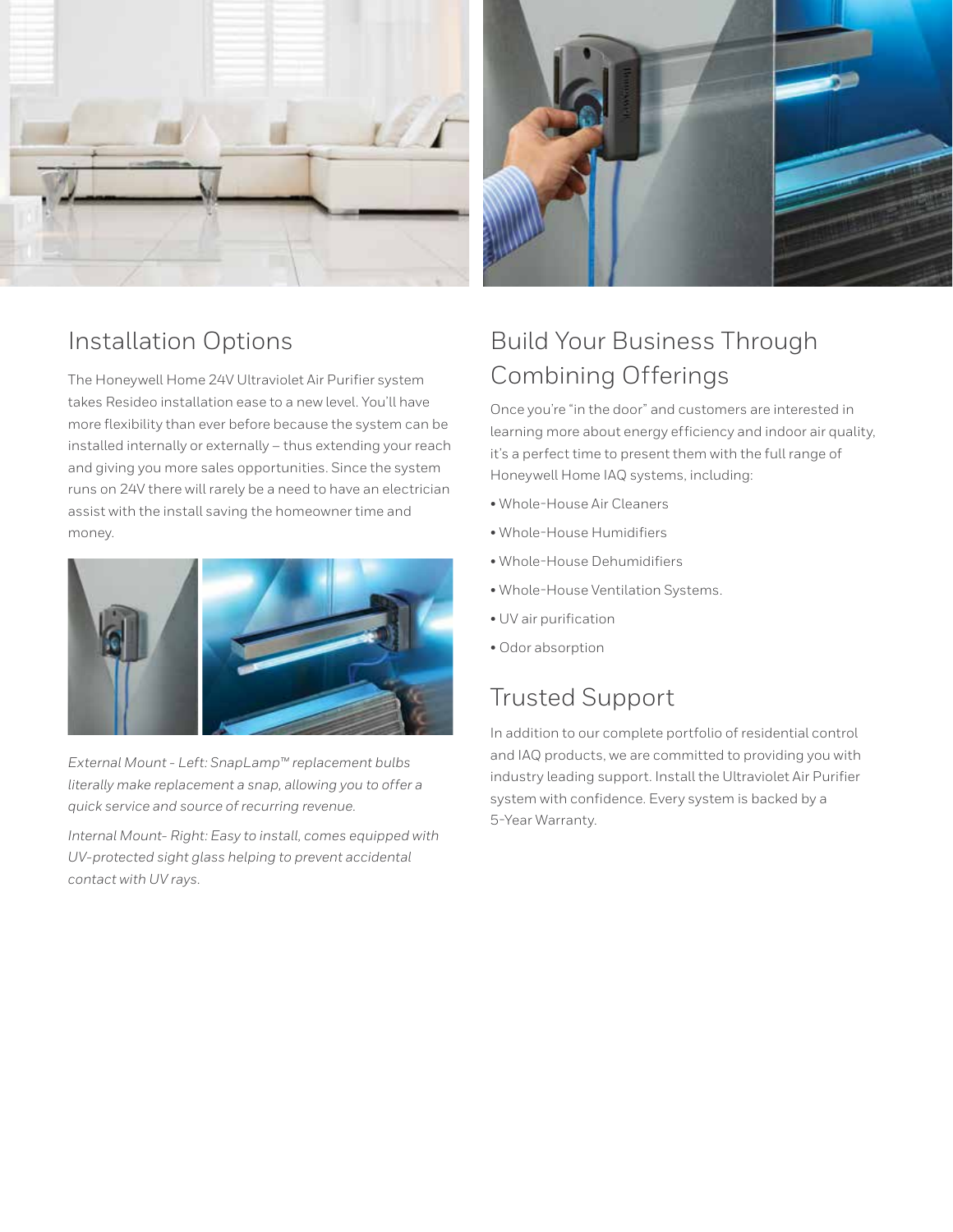## Installation Options

The Honeywell Home 24V Ultraviolet Air Purifier system takes Resideo installation ease to a new level. You'll have more flexibility than ever before because the system can be installed internally or externally – thus extending your reach and giving you more sales opportunities. Since the system runs on 24V there will rarely be a need to have an electrician assist with the install saving the homeowner time and money.

*External Mount - Left: SnapLamp™ replacement bulbs literally make replacement a snap, allowing you to offer a quick service and source of recurring revenue.*

*Internal Mount- Right: Easy to install, comes equipped with UV-protected sight glass helping to prevent accidental contact with UV rays.*

## Build Your Business Through Combining Offerings

Once you're "in the door" and customers are interested in learning more about energy efficiency and indoor air quality, it's a perfect time to present them with the full range of Honeywell Home IAQ systems, including:

- Whole-House Air Cleaners
- Whole-House Humidifiers
- Whole-House Dehumidifiers
- Whole-House Ventilation Systems.
- UV air purification
- Odor absorption

## Trusted Support

In addition to our complete portfolio of residential control and IAQ products, we are committed to providing you with industry leading support. Install the Ultraviolet Air Purifier system with confidence. Every system is backed by a 5-Year Warranty.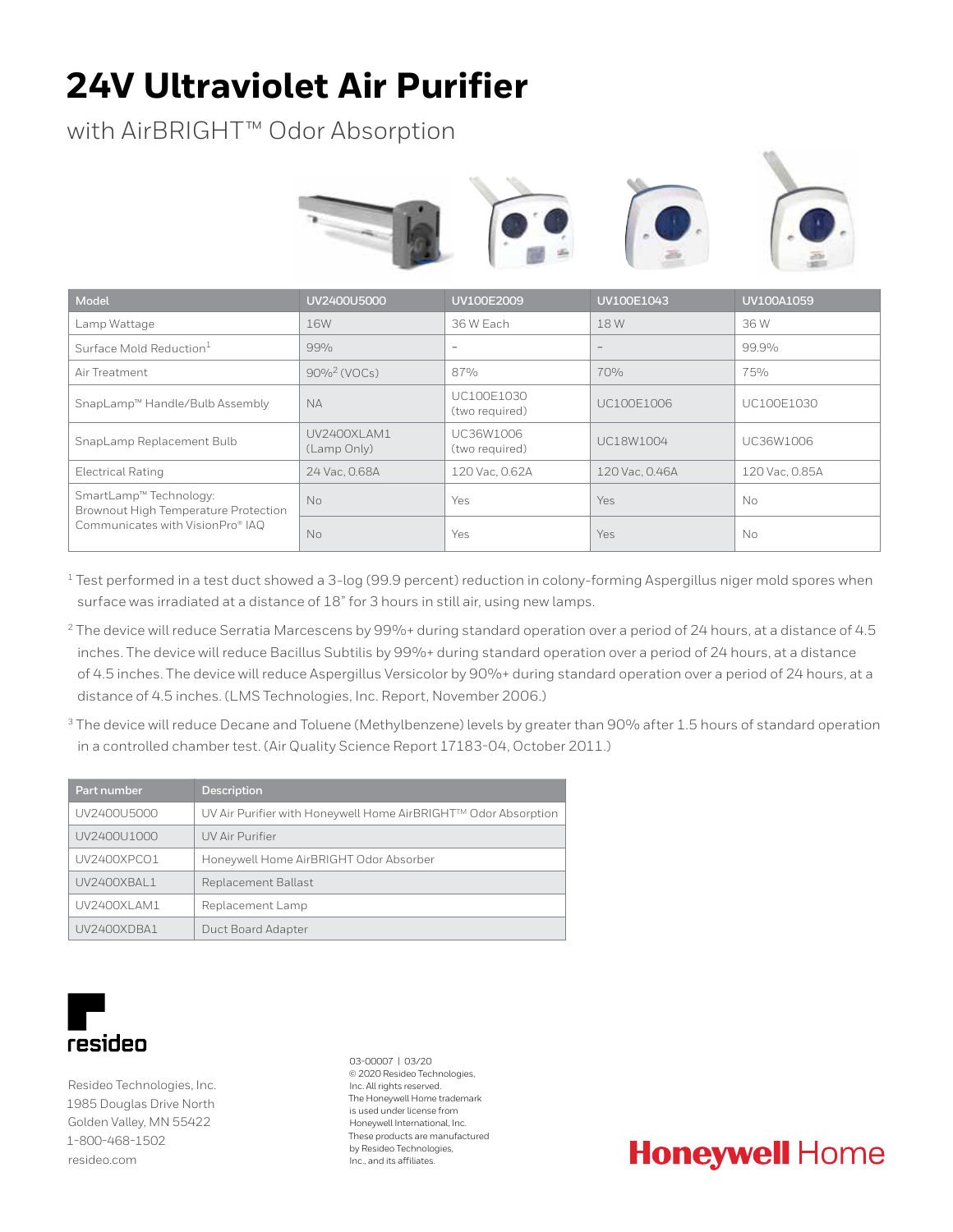# 24V Ultraviolet Air Purifier

## with AirBRIGHT™ Odor Absorption

| Model | UV2400U5000 | UV100E2009 | UV100E1043 | UV100A1059 |
|---|---|---|---|---|
| Lamp Wattage | 16W | 36 W Each | 18 W | 36 W |
| Surface Mold Reduction[1] | 99% | – | – | 99.9% |
| Air Treatment | 90%[2] (VOCs) | 87% | 70% | 75% |
| SnapLamp™ Handle/Bulb Assembly | NA | UC100E1030 (two required) | UC100E1006 | UC100E1030 |
| SnapLamp Replacement Bulb | UV2400XLAM1 (Lamp Only) | UC36W1006 (two required) | UC18W1004 | UC36W1006 |
| Electrical Rating | 24 Vac, 0.68A | 120 Vac, 0.62A | 120 Vac, 0.46A | 120 Vac, 0.85A |
| SmartLamp™ Technology: Brownout High Temperature Protection | No | Yes | Yes | No |
| Communicates with VisionPro® IAQ | No | Yes | Yes | No |

[1] Test performed in a test duct showed a 3-log (99.9 percent) reduction in colony-forming Aspergillus niger mold spores when surface was irradiated at a distance of 18" for 3 hours in still air, using new lamps.

[2] The device will reduce Serratia Marcescens by 99%+ during standard operation over a period of 24 hours, at a distance of 4.5 inches. The device will reduce Bacillus Subtilis by 99%+ during standard operation over a period of 24 hours, at a distance of 4.5 inches. The device will reduce Aspergillus Versicolor by 90%+ during standard operation over a period of 24 hours, at a distance of 4.5 inches. (LMS Technologies, Inc. Report, November 2006.)

[3] The device will reduce Decane and Toluene (Methylbenzene) levels by greater than 90% after 1.5 hours of standard operation in a controlled chamber test. (Air Quality Science Report 17183-04, October 2011.)

| Part number | Description |
|---|---|
| UV2400U5000 | UV Air Purifier with Honeywell Home AirBRIGHT™ Odor Absorption |
| UV2400U1000 | UV Air Purifier |
| UV2400XPCO1 | Honeywell Home AirBRIGHT Odor Absorber |
| UV2400XBAL1 | Replacement Ballast |
| UV2400XLAM1 | Replacement Lamp |
| UV2400XDBA1 | Duct Board Adapter |

resideo

Resideo Technologies, Inc.
1985 Douglas Drive North
Golden Valley, MN 55422
1-800-468-1502
resideo.com

03-00007 | 03/20
© 2020 Resideo Technologies, Inc. All rights reserved.
The Honeywell Home trademark is used under license from Honeywell International, Inc.
These products are manufactured by Resideo Technologies, Inc., and its affiliates.

Honeywell Home